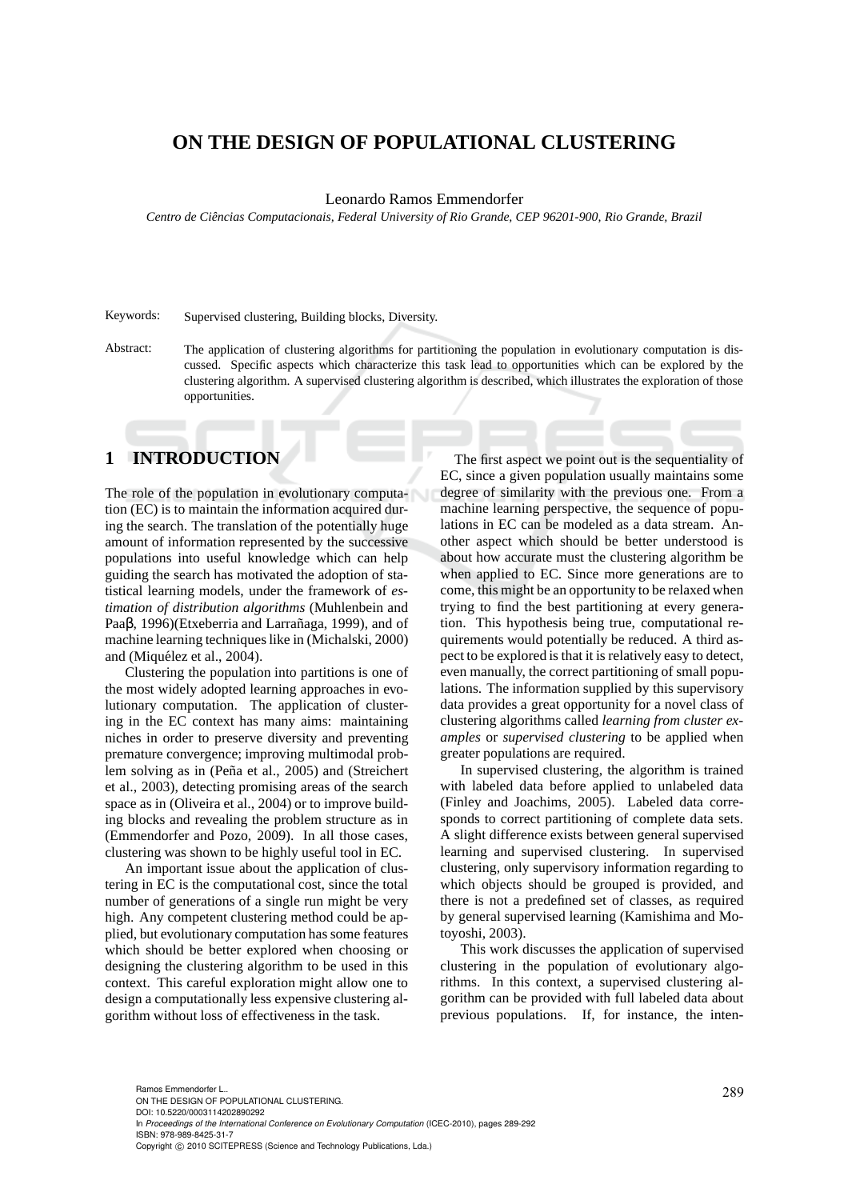# ON THE DESIGN OF POPULATIONAL CLUSTERING

Leonardo Ramos Emmendorfer

*Centro de Ciências Computacionais, Federal University of Rio Grande, CEP 96201-900, Rio Grande, Brazil*

Keywords: Supervised clustering, Building blocks, Diversity.

Abstract: The application of clustering algorithms for partitioning the population in evolutionary computation is discussed. Specific aspects which characterize this task lead to opportunities which can be explored by the clustering algorithm. A supervised clustering algorithm is described, which illustrates the exploration of those opportunities.

## 1 INTRODUCTION

The role of the population in evolutionary computation (EC) is to maintain the information acquired during the search. The translation of the potentially huge amount of information represented by the successive populations into useful knowledge which can help guiding the search has motivated the adoption of statistical learning models, under the framework of *estimation of distribution algorithms* (Muhlenbein and Paaβ, 1996)(Etxeberria and Larrañaga, 1999), and of machine learning techniques like in (Michalski, 2000) and (Miquélez et al., 2004).

Clustering the population into partitions is one of the most widely adopted learning approaches in evolutionary computation. The application of clustering in the EC context has many aims: maintaining niches in order to preserve diversity and preventing premature convergence; improving multimodal problem solving as in (Peña et al., 2005) and (Streichert et al., 2003), detecting promising areas of the search space as in (Oliveira et al., 2004) or to improve building blocks and revealing the problem structure as in (Emmendorfer and Pozo, 2009). In all those cases, clustering was shown to be highly useful tool in EC.

An important issue about the application of clustering in EC is the computational cost, since the total number of generations of a single run might be very high. Any competent clustering method could be applied, but evolutionary computation has some features which should be better explored when choosing or designing the clustering algorithm to be used in this context. This careful exploration might allow one to design a computationally less expensive clustering algorithm without loss of effectiveness in the task.

The first aspect we point out is the sequentiality of EC, since a given population usually maintains some degree of similarity with the previous one. From a machine learning perspective, the sequence of populations in EC can be modeled as a data stream. Another aspect which should be better understood is about how accurate must the clustering algorithm be when applied to EC. Since more generations are to come, this might be an opportunity to be relaxed when trying to find the best partitioning at every generation. This hypothesis being true, computational requirements would potentially be reduced. A third aspect to be explored is that it is relatively easy to detect, even manually, the correct partitioning of small populations. The information supplied by this supervisory data provides a great opportunity for a novel class of clustering algorithms called *learning from cluster examples* or *supervised clustering* to be applied when greater populations are required.

In supervised clustering, the algorithm is trained with labeled data before applied to unlabeled data (Finley and Joachims, 2005). Labeled data corresponds to correct partitioning of complete data sets. A slight difference exists between general supervised learning and supervised clustering. In supervised clustering, only supervisory information regarding to which objects should be grouped is provided, and there is not a predefined set of classes, as required by general supervised learning (Kamishima and Motoyoshi, 2003).

This work discusses the application of supervised clustering in the population of evolutionary algorithms. In this context, a supervised clustering algorithm can be provided with full labeled data about previous populations. If, for instance, the inten-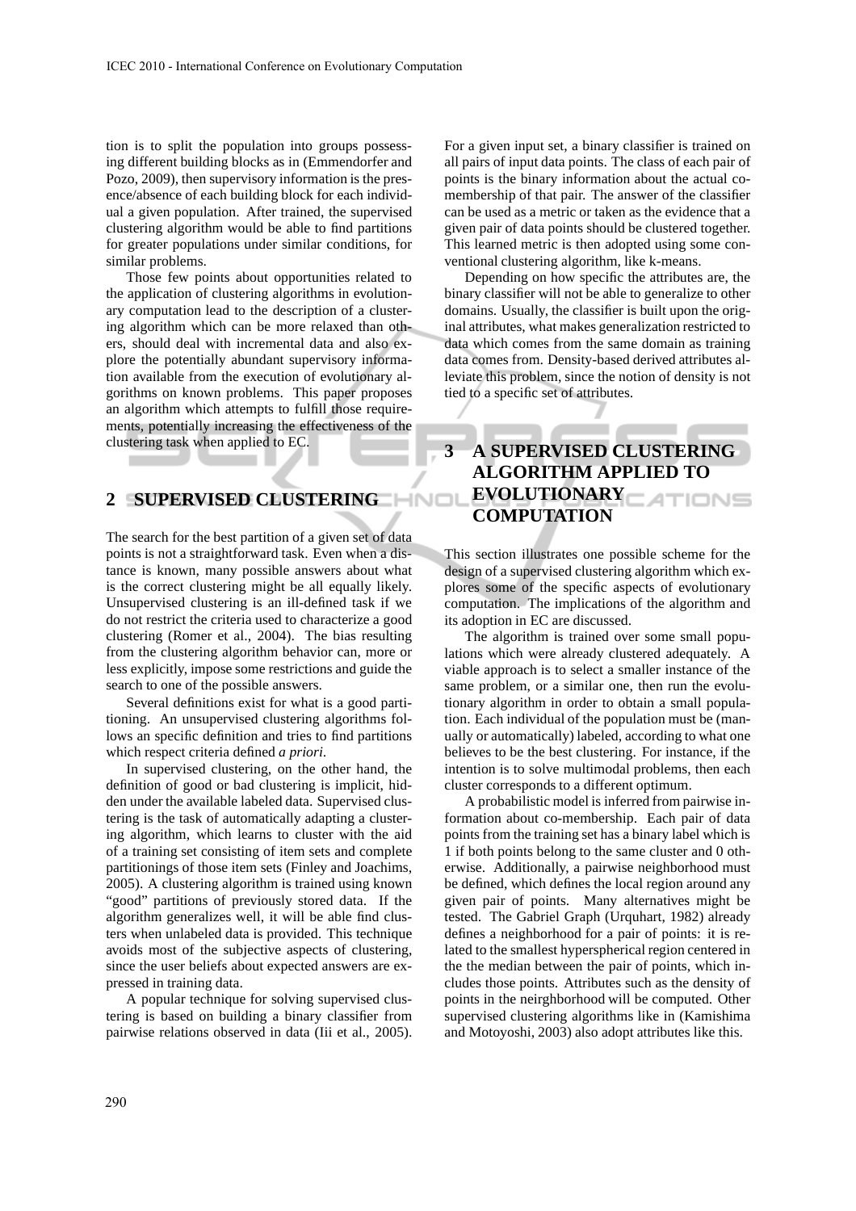tion is to split the population into groups possessing different building blocks as in (Emmendorfer and Pozo, 2009), then supervisory information is the presence/absence of each building block for each individual a given population. After trained, the supervised clustering algorithm would be able to find partitions for greater populations under similar conditions, for similar problems.

Those few points about opportunities related to the application of clustering algorithms in evolutionary computation lead to the description of a clustering algorithm which can be more relaxed than others, should deal with incremental data and also explore the potentially abundant supervisory information available from the execution of evolutionary algorithms on known problems. This paper proposes an algorithm which attempts to fulfill those requirements, potentially increasing the effectiveness of the clustering task when applied to EC.

## 2 SUPERVISED CLUSTERING

The search for the best partition of a given set of data points is not a straightforward task. Even when a distance is known, many possible answers about what is the correct clustering might be all equally likely. Unsupervised clustering is an ill-defined task if we do not restrict the criteria used to characterize a good clustering (Romer et al., 2004). The bias resulting from the clustering algorithm behavior can, more or less explicitly, impose some restrictions and guide the search to one of the possible answers.

Several definitions exist for what is a good partitioning. An unsupervised clustering algorithms follows an specific definition and tries to find partitions which respect criteria defined *a priori*.

In supervised clustering, on the other hand, the definition of good or bad clustering is implicit, hidden under the available labeled data. Supervised clustering is the task of automatically adapting a clustering algorithm, which learns to cluster with the aid of a training set consisting of item sets and complete partitionings of those item sets (Finley and Joachims, 2005). A clustering algorithm is trained using known "good" partitions of previously stored data. If the algorithm generalizes well, it will be able find clusters when unlabeled data is provided. This technique avoids most of the subjective aspects of clustering, since the user beliefs about expected answers are expressed in training data.

A popular technique for solving supervised clustering is based on building a binary classifier from pairwise relations observed in data (Iii et al., 2005). For a given input set, a binary classifier is trained on all pairs of input data points. The class of each pair of points is the binary information about the actual comembership of that pair. The answer of the classifier can be used as a metric or taken as the evidence that a given pair of data points should be clustered together. This learned metric is then adopted using some conventional clustering algorithm, like k-means.

Depending on how specific the attributes are, the binary classifier will not be able to generalize to other domains. Usually, the classifier is built upon the original attributes, what makes generalization restricted to data which comes from the same domain as training data comes from. Density-based derived attributes alleviate this problem, since the notion of density is not tied to a specific set of attributes.

## 3 A SUPERVISED CLUSTERING ALGORITHM APPLIED TO EVOLUTIONARY COMPUTATION

This section illustrates one possible scheme for the design of a supervised clustering algorithm which explores some of the specific aspects of evolutionary computation. The implications of the algorithm and its adoption in EC are discussed.

The algorithm is trained over some small populations which were already clustered adequately. A viable approach is to select a smaller instance of the same problem, or a similar one, then run the evolutionary algorithm in order to obtain a small population. Each individual of the population must be (manually or automatically) labeled, according to what one believes to be the best clustering. For instance, if the intention is to solve multimodal problems, then each cluster corresponds to a different optimum.

A probabilistic model is inferred from pairwise information about co-membership. Each pair of data points from the training set has a binary label which is 1 if both points belong to the same cluster and 0 otherwise. Additionally, a pairwise neighborhood must be defined, which defines the local region around any given pair of points. Many alternatives might be tested. The Gabriel Graph (Urquhart, 1982) already defines a neighborhood for a pair of points: it is related to the smallest hyperspherical region centered in the the median between the pair of points, which includes those points. Attributes such as the density of points in the neirghborhood will be computed. Other supervised clustering algorithms like in (Kamishima and Motoyoshi, 2003) also adopt attributes like this.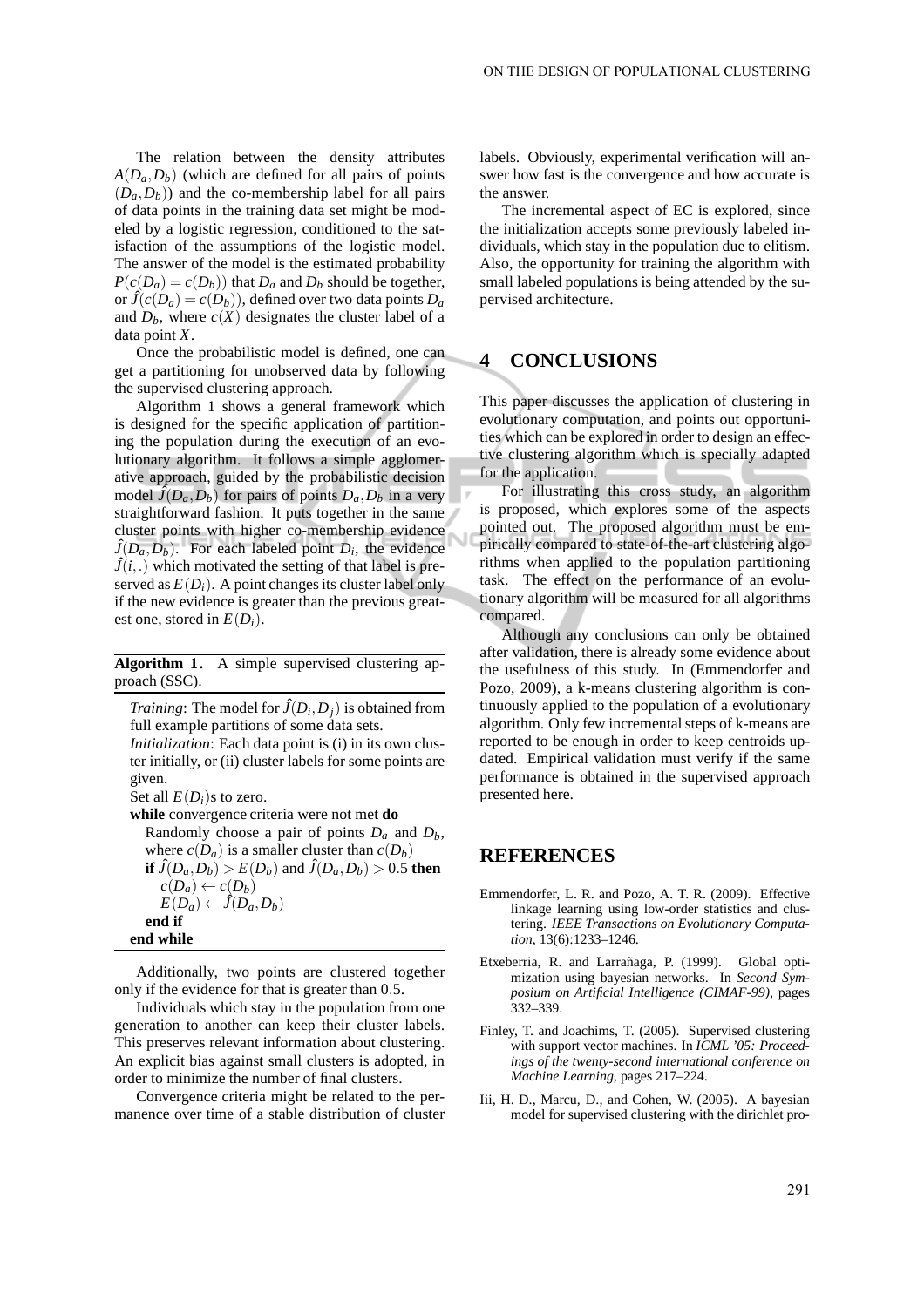The relation between the density attributes $A(D_a, D_b)$ (which are defined for all pairs of points $(D_a, D_b)$) and the co-membership label for all pairs of data points in the training data set might be modeled by a logistic regression, conditioned to the satisfaction of the assumptions of the logistic model. The answer of the model is the estimated probability $P(c(D_a) = c(D_b))$ that $D_a$ and $D_b$ should be together, or $\hat{J}(c(D_a) = c(D_b))$, defined over two data points $D_a$ and $D_b$, where $c(X)$ designates the cluster label of a data point $X$.

Once the probabilistic model is defined, one can get a partitioning for unobserved data by following the supervised clustering approach.

Algorithm 1 shows a general framework which is designed for the specific application of partitioning the population during the execution of an evolutionary algorithm. It follows a simple agglomerative approach, guided by the probabilistic decision model $\hat{J}(D_a, D_b)$ for pairs of points $D_a, D_b$ in a very straightforward fashion. It puts together in the same cluster points with higher co-membership evidence $\hat{J}(D_a, D_b)$. For each labeled point $D_i$, the evidence $\hat{J}(i, .)$ which motivated the setting of that label is preserved as $E(D_i)$. A point changes its cluster label only if the new evidence is greater than the previous greatest one, stored in $E(D_i)$.

**Algorithm 1.** A simple supervised clustering approach (SSC).

*Training*: The model for $\hat{J}(D_i, D_j)$ is obtained from full example partitions of some data sets.
*Initialization*: Each data point is (i) in its own cluster initially, or (ii) cluster labels for some points are given.
Set all $E(D_i)$s to zero.
**while** convergence criteria were not met **do**
  Randomly choose a pair of points $D_a$ and $D_b$, where $c(D_a)$ is a smaller cluster than $c(D_b)$
  **if** $\hat{J}(D_a, D_b) > E(D_b)$ and $\hat{J}(D_a, D_b) > 0.5$ **then**
    $c(D_a) \leftarrow c(D_b)$
    $E(D_a) \leftarrow \hat{J}(D_a, D_b)$
  **end if**
**end while**

Additionally, two points are clustered together only if the evidence for that is greater than 0.5.

Individuals which stay in the population from one generation to another can keep their cluster labels. This preserves relevant information about clustering. An explicit bias against small clusters is adopted, in order to minimize the number of final clusters.

Convergence criteria might be related to the permanence over time of a stable distribution of cluster labels. Obviously, experimental verification will answer how fast is the convergence and how accurate is the answer.

The incremental aspect of EC is explored, since the initialization accepts some previously labeled individuals, which stay in the population due to elitism. Also, the opportunity for training the algorithm with small labeled populations is being attended by the supervised architecture.

# 4 CONCLUSIONS

This paper discusses the application of clustering in evolutionary computation, and points out opportunities which can be explored in order to design an effective clustering algorithm which is specially adapted for the application.

For illustrating this cross study, an algorithm is proposed, which explores some of the aspects pointed out. The proposed algorithm must be empirically compared to state-of-the-art clustering algorithms when applied to the population partitioning task. The effect on the performance of an evolutionary algorithm will be measured for all algorithms compared.

Although any conclusions can only be obtained after validation, there is already some evidence about the usefulness of this study. In (Emmendorfer and Pozo, 2009), a k-means clustering algorithm is continuously applied to the population of a evolutionary algorithm. Only few incremental steps of k-means are reported to be enough in order to keep centroids updated. Empirical validation must verify if the same performance is obtained in the supervised approach presented here.

# REFERENCES

Emmendorfer, L. R. and Pozo, A. T. R. (2009). Effective linkage learning using low-order statistics and clustering. *IEEE Transactions on Evolutionary Computation*, 13(6):1233–1246.

Etxeberria, R. and Larrañaga, P. (1999). Global optimization using bayesian networks. In *Second Symposium on Artificial Intelligence (CIMAF-99)*, pages 332–339.

Finley, T. and Joachims, T. (2005). Supervised clustering with support vector machines. In *ICML '05: Proceedings of the twenty-second international conference on Machine Learning*, pages 217–224.

Iii, H. D., Marcu, D., and Cohen, W. (2005). A bayesian model for supervised clustering with the dirichlet pro-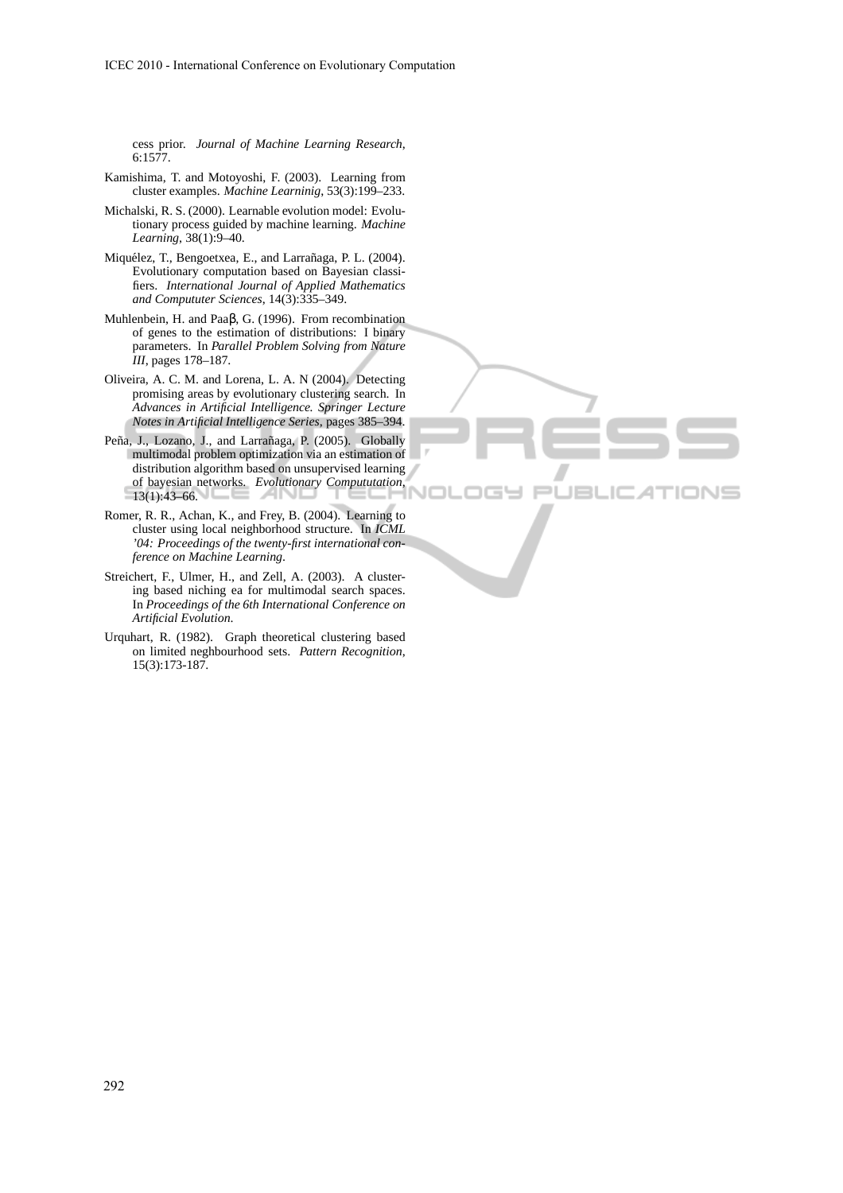cess prior. *Journal of Machine Learning Research*, 6:1577.

Kamishima, T. and Motoyoshi, F. (2003). Learning from cluster examples. *Machine Learninig*, 53(3):199–233.

Michalski, R. S. (2000). Learnable evolution model: Evolutionary process guided by machine learning. *Machine Learning*, 38(1):9–40.

Miquélez, T., Bengoetxea, E., and Larrañaga, P. L. (2004). Evolutionary computation based on Bayesian classifiers. *International Journal of Applied Mathematics and Compututer Sciences*, 14(3):335–349.

Muhlenbein, H. and Paaβ, G. (1996). From recombination of genes to the estimation of distributions: I binary parameters. In *Parallel Problem Solving from Nature III*, pages 178–187.

Oliveira, A. C. M. and Lorena, L. A. N (2004). Detecting promising areas by evolutionary clustering search. In *Advances in Artificial Intelligence. Springer Lecture Notes in Artificial Intelligence Series*, pages 385–394.

Peña, J., Lozano, J., and Larrañaga, P. (2005). Globally multimodal problem optimization via an estimation of distribution algorithm based on unsupervised learning of bayesian networks. *Evolutionary Compututation*, 13(1):43–66.

Romer, R. R., Achan, K., and Frey, B. (2004). Learning to cluster using local neighborhood structure. In *ICML '04: Proceedings of the twenty-first international conference on Machine Learning*.

Streichert, F., Ulmer, H., and Zell, A. (2003). A clustering based niching ea for multimodal search spaces. In *Proceedings of the 6th International Conference on Artificial Evolution*.

Urquhart, R. (1982). Graph theoretical clustering based on limited neghbourhood sets. *Pattern Recognition*, 15(3):173-187.